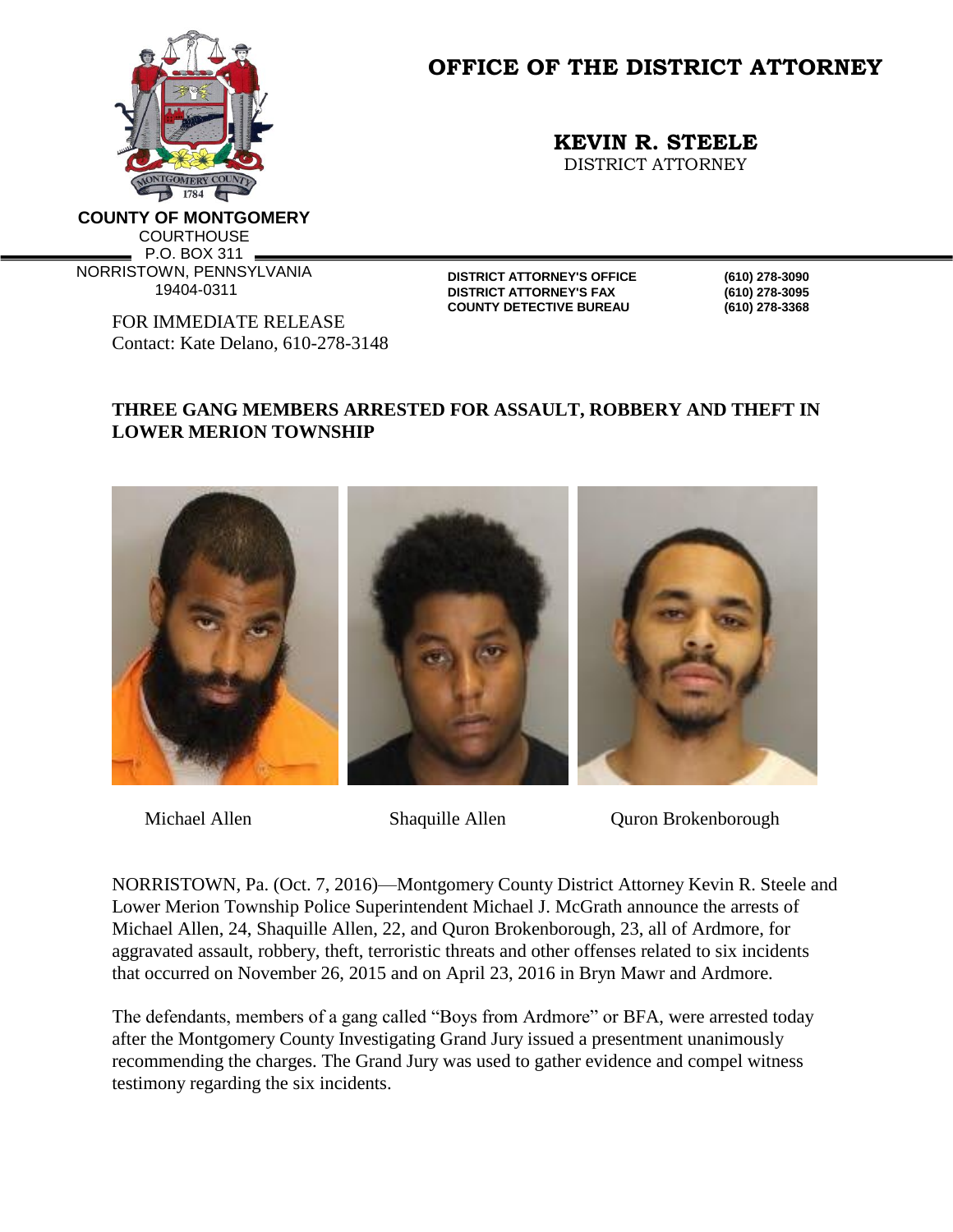# OFFICE OF THE DISTRICT ATTORNEY

**KEVIN R. STEELE**
DISTRICT ATTORNEY

**COUNTY OF MONTGOMERY**
COURTHOUSE
P.O. BOX 311
NORRISTOWN, PENNSYLVANIA
19404-0311

| | |
|---|---|
| **DISTRICT ATTORNEY'S OFFICE** | **(610) 278-3090** |
| **DISTRICT ATTORNEY'S FAX** | **(610) 278-3095** |
| **COUNTY DETECTIVE BUREAU** | **(610) 278-3368** |

FOR IMMEDIATE RELEASE
Contact: Kate Delano, 610-278-3148

**THREE GANG MEMBERS ARRESTED FOR ASSAULT, ROBBERY AND THEFT IN LOWER MERION TOWNSHIP**

Michael Allen    Shaquille Allen    Quron Brokenborough

NORRISTOWN, Pa. (Oct. 7, 2016)—Montgomery County District Attorney Kevin R. Steele and Lower Merion Township Police Superintendent Michael J. McGrath announce the arrests of Michael Allen, 24, Shaquille Allen, 22, and Quron Brokenborough, 23, all of Ardmore, for aggravated assault, robbery, theft, terroristic threats and other offenses related to six incidents that occurred on November 26, 2015 and on April 23, 2016 in Bryn Mawr and Ardmore.

The defendants, members of a gang called "Boys from Ardmore" or BFA, were arrested today after the Montgomery County Investigating Grand Jury issued a presentment unanimously recommending the charges. The Grand Jury was used to gather evidence and compel witness testimony regarding the six incidents.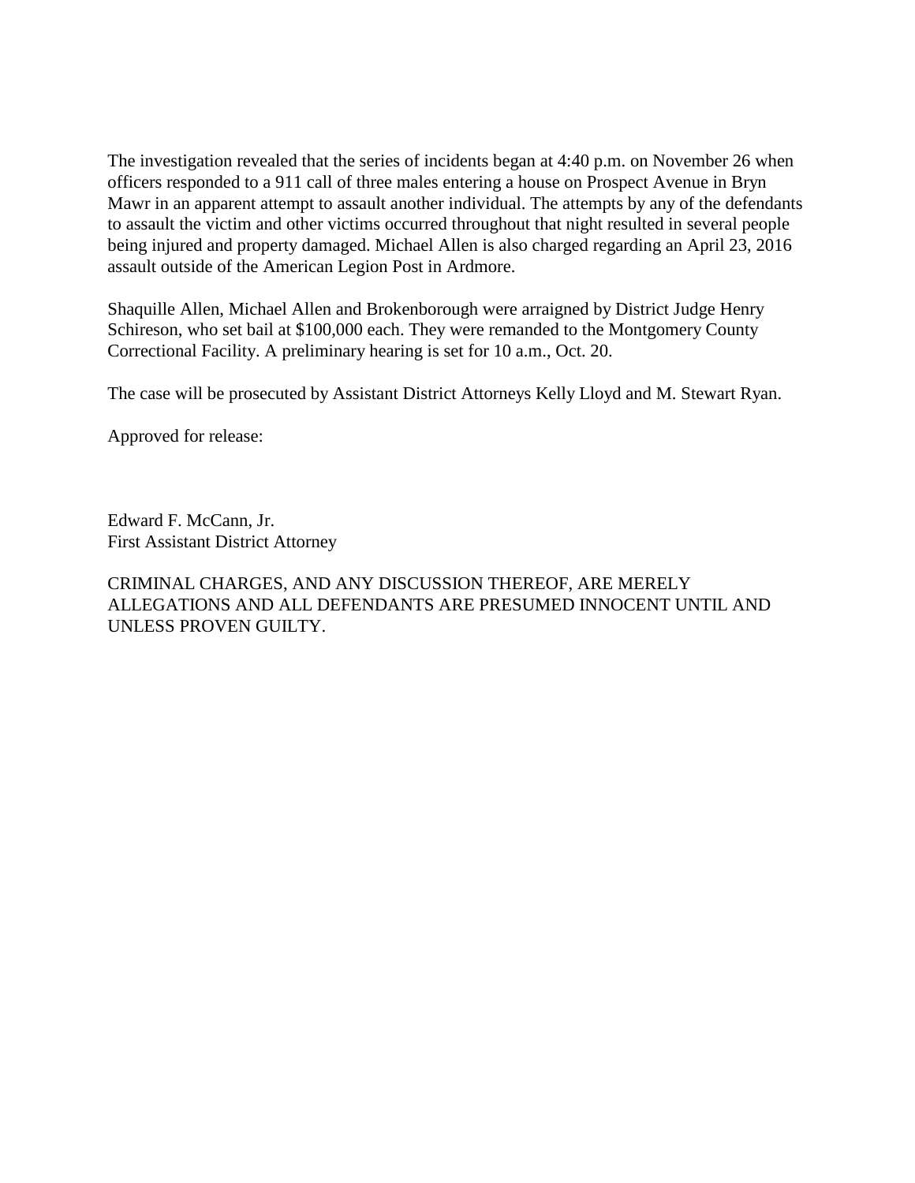The investigation revealed that the series of incidents began at 4:40 p.m. on November 26 when officers responded to a 911 call of three males entering a house on Prospect Avenue in Bryn Mawr in an apparent attempt to assault another individual. The attempts by any of the defendants to assault the victim and other victims occurred throughout that night resulted in several people being injured and property damaged. Michael Allen is also charged regarding an April 23, 2016 assault outside of the American Legion Post in Ardmore.

Shaquille Allen, Michael Allen and Brokenborough were arraigned by District Judge Henry Schireson, who set bail at $100,000 each. They were remanded to the Montgomery County Correctional Facility. A preliminary hearing is set for 10 a.m., Oct. 20.

The case will be prosecuted by Assistant District Attorneys Kelly Lloyd and M. Stewart Ryan.

Approved for release:

Edward F. McCann, Jr.
First Assistant District Attorney

CRIMINAL CHARGES, AND ANY DISCUSSION THEREOF, ARE MERELY ALLEGATIONS AND ALL DEFENDANTS ARE PRESUMED INNOCENT UNTIL AND UNLESS PROVEN GUILTY.